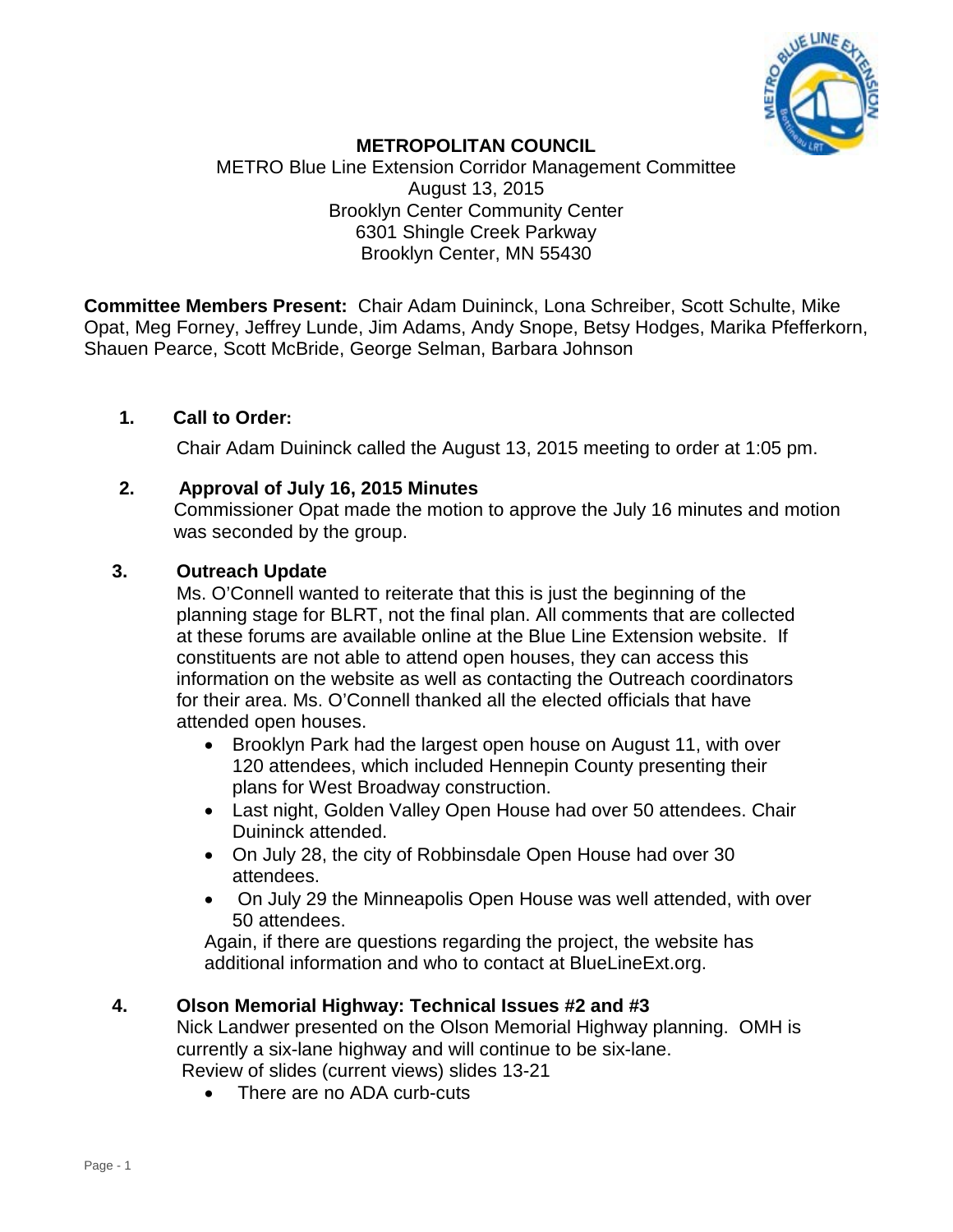**METROPOLITAN COUNCIL**

METRO Blue Line Extension Corridor Management Committee
August 13, 2015
Brooklyn Center Community Center
6301 Shingle Creek Parkway
Brooklyn Center, MN 55430

**Committee Members Present:** Chair Adam Duininck, Lona Schreiber, Scott Schulte, Mike Opat, Meg Forney, Jeffrey Lunde, Jim Adams, Andy Snope, Betsy Hodges, Marika Pfefferkorn, Shauen Pearce, Scott McBride, George Selman, Barbara Johnson

1. **Call to Order:**

   Chair Adam Duininck called the August 13, 2015 meeting to order at 1:05 pm.

2. **Approval of July 16, 2015 Minutes**

   Commissioner Opat made the motion to approve the July 16 minutes and motion was seconded by the group.

3. **Outreach Update**

   Ms. O'Connell wanted to reiterate that this is just the beginning of the planning stage for BLRT, not the final plan. All comments that are collected at these forums are available online at the Blue Line Extension website. If constituents are not able to attend open houses, they can access this information on the website as well as contacting the Outreach coordinators for their area. Ms. O'Connell thanked all the elected officials that have attended open houses.

   - Brooklyn Park had the largest open house on August 11, with over 120 attendees, which included Hennepin County presenting their plans for West Broadway construction.
   - Last night, Golden Valley Open House had over 50 attendees. Chair Duininck attended.
   - On July 28, the city of Robbinsdale Open House had over 30 attendees.
   - On July 29 the Minneapolis Open House was well attended, with over 50 attendees.

   Again, if there are questions regarding the project, the website has additional information and who to contact at BlueLineExt.org.

4. **Olson Memorial Highway: Technical Issues #2 and #3**

   Nick Landwer presented on the Olson Memorial Highway planning. OMH is currently a six-lane highway and will continue to be six-lane.

   Review of slides (current views) slides 13-21

   - There are no ADA curb-cuts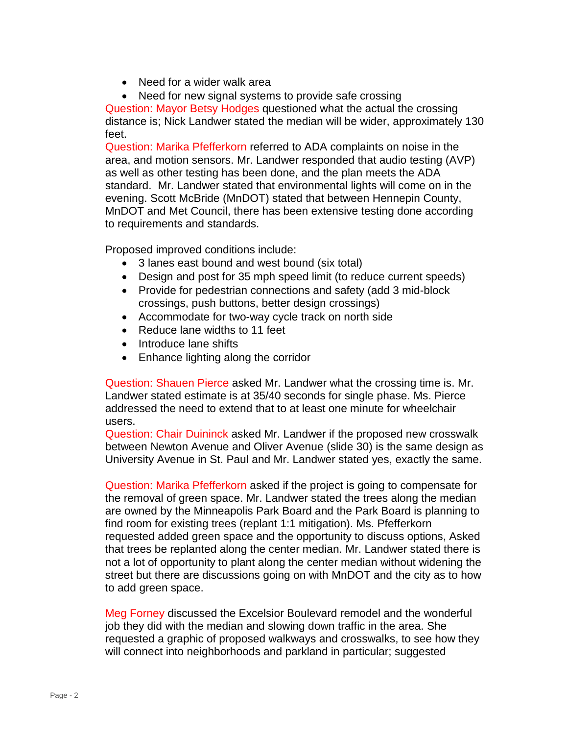- Need for a wider walk area
- Need for new signal systems to provide safe crossing

Question: Mayor Betsy Hodges questioned what the actual the crossing distance is; Nick Landwer stated the median will be wider, approximately 130 feet.

Question: Marika Pfefferkorn referred to ADA complaints on noise in the area, and motion sensors. Mr. Landwer responded that audio testing (AVP) as well as other testing has been done, and the plan meets the ADA standard. Mr. Landwer stated that environmental lights will come on in the evening. Scott McBride (MnDOT) stated that between Hennepin County, MnDOT and Met Council, there has been extensive testing done according to requirements and standards.

Proposed improved conditions include:

- 3 lanes east bound and west bound (six total)
- Design and post for 35 mph speed limit (to reduce current speeds)
- Provide for pedestrian connections and safety (add 3 mid-block crossings, push buttons, better design crossings)
- Accommodate for two-way cycle track on north side
- Reduce lane widths to 11 feet
- Introduce lane shifts
- Enhance lighting along the corridor

Question: Shauen Pierce asked Mr. Landwer what the crossing time is. Mr. Landwer stated estimate is at 35/40 seconds for single phase. Ms. Pierce addressed the need to extend that to at least one minute for wheelchair users.

Question: Chair Duininck asked Mr. Landwer if the proposed new crosswalk between Newton Avenue and Oliver Avenue (slide 30) is the same design as University Avenue in St. Paul and Mr. Landwer stated yes, exactly the same.

Question: Marika Pfefferkorn asked if the project is going to compensate for the removal of green space. Mr. Landwer stated the trees along the median are owned by the Minneapolis Park Board and the Park Board is planning to find room for existing trees (replant 1:1 mitigation). Ms. Pfefferkorn requested added green space and the opportunity to discuss options, Asked that trees be replanted along the center median. Mr. Landwer stated there is not a lot of opportunity to plant along the center median without widening the street but there are discussions going on with MnDOT and the city as to how to add green space.

Meg Forney discussed the Excelsior Boulevard remodel and the wonderful job they did with the median and slowing down traffic in the area. She requested a graphic of proposed walkways and crosswalks, to see how they will connect into neighborhoods and parkland in particular; suggested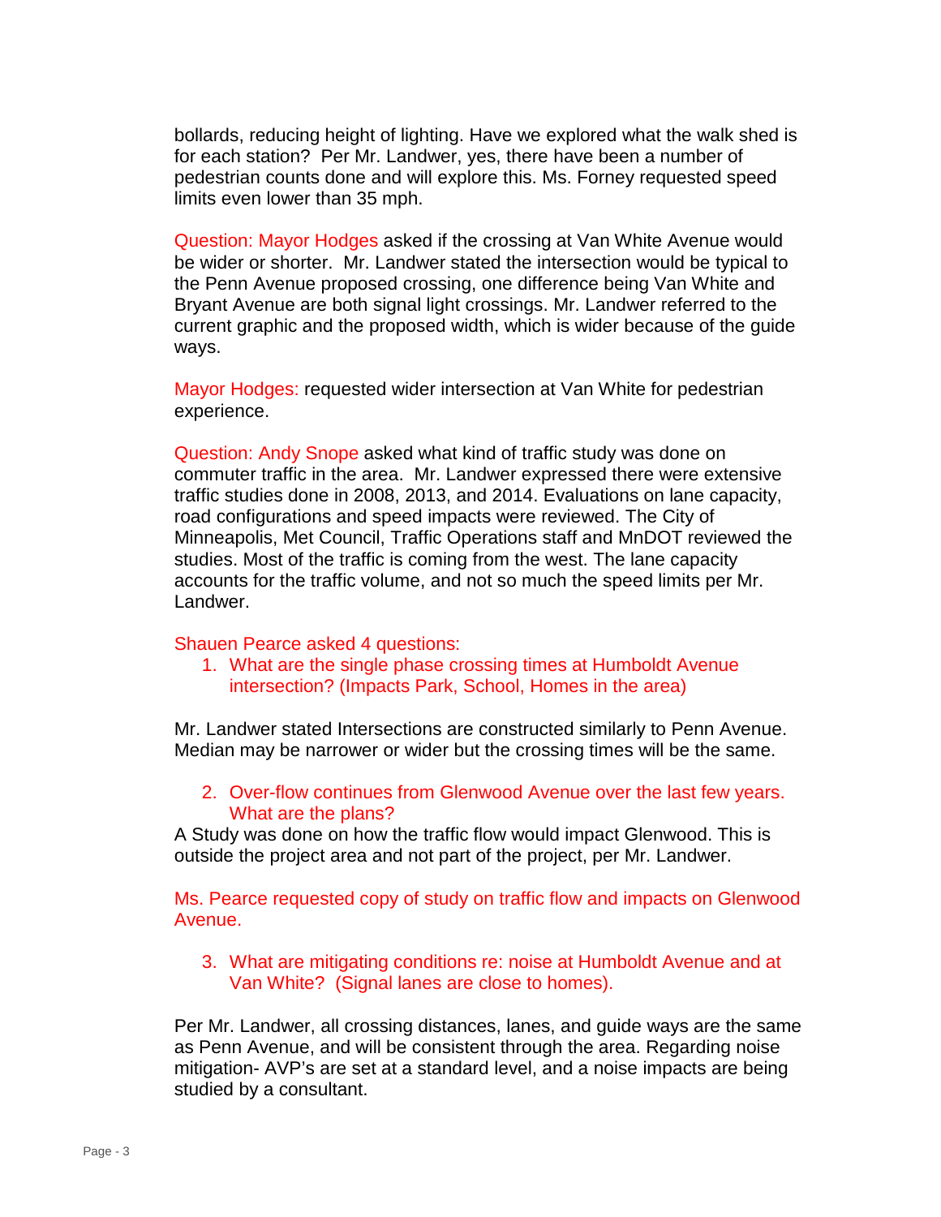bollards, reducing height of lighting. Have we explored what the walk shed is for each station? Per Mr. Landwer, yes, there have been a number of pedestrian counts done and will explore this. Ms. Forney requested speed limits even lower than 35 mph.

Question: Mayor Hodges asked if the crossing at Van White Avenue would be wider or shorter. Mr. Landwer stated the intersection would be typical to the Penn Avenue proposed crossing, one difference being Van White and Bryant Avenue are both signal light crossings. Mr. Landwer referred to the current graphic and the proposed width, which is wider because of the guide ways.

Mayor Hodges: requested wider intersection at Van White for pedestrian experience.

Question: Andy Snope asked what kind of traffic study was done on commuter traffic in the area. Mr. Landwer expressed there were extensive traffic studies done in 2008, 2013, and 2014. Evaluations on lane capacity, road configurations and speed impacts were reviewed. The City of Minneapolis, Met Council, Traffic Operations staff and MnDOT reviewed the studies. Most of the traffic is coming from the west. The lane capacity accounts for the traffic volume, and not so much the speed limits per Mr. Landwer.

Shauen Pearce asked 4 questions:

1. What are the single phase crossing times at Humboldt Avenue intersection? (Impacts Park, School, Homes in the area)

Mr. Landwer stated Intersections are constructed similarly to Penn Avenue. Median may be narrower or wider but the crossing times will be the same.

2. Over-flow continues from Glenwood Avenue over the last few years. What are the plans?

A Study was done on how the traffic flow would impact Glenwood. This is outside the project area and not part of the project, per Mr. Landwer.

Ms. Pearce requested copy of study on traffic flow and impacts on Glenwood Avenue.

3. What are mitigating conditions re: noise at Humboldt Avenue and at Van White? (Signal lanes are close to homes).

Per Mr. Landwer, all crossing distances, lanes, and guide ways are the same as Penn Avenue, and will be consistent through the area. Regarding noise mitigation- AVP's are set at a standard level, and a noise impacts are being studied by a consultant.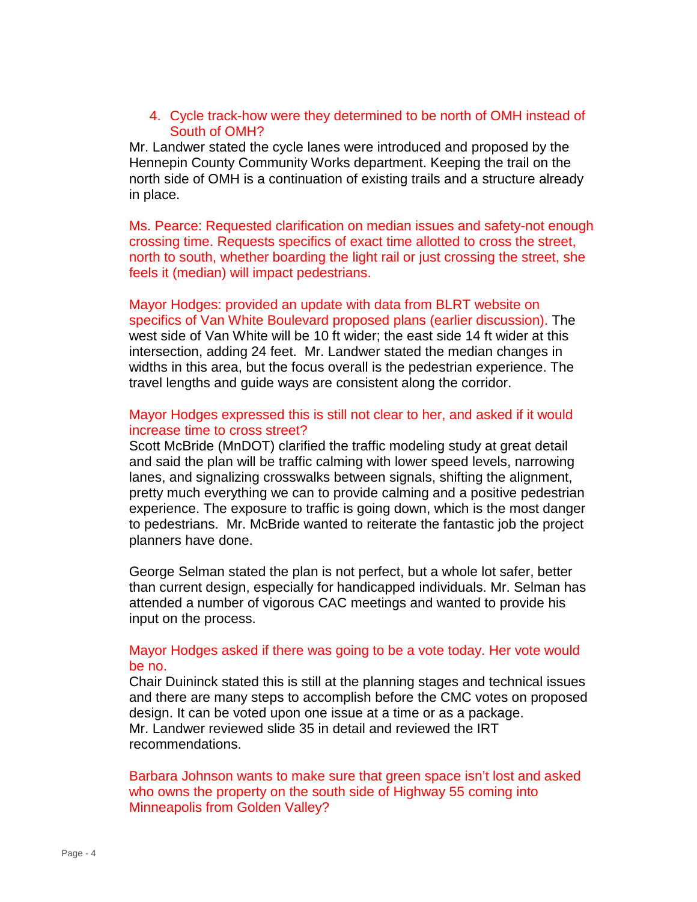4. Cycle track-how were they determined to be north of OMH instead of South of OMH?

Mr. Landwer stated the cycle lanes were introduced and proposed by the Hennepin County Community Works department. Keeping the trail on the north side of OMH is a continuation of existing trails and a structure already in place.

Ms. Pearce: Requested clarification on median issues and safety-not enough crossing time. Requests specifics of exact time allotted to cross the street, north to south, whether boarding the light rail or just crossing the street, she feels it (median) will impact pedestrians.

Mayor Hodges: provided an update with data from BLRT website on specifics of Van White Boulevard proposed plans (earlier discussion). The west side of Van White will be 10 ft wider; the east side 14 ft wider at this intersection, adding 24 feet. Mr. Landwer stated the median changes in widths in this area, but the focus overall is the pedestrian experience. The travel lengths and guide ways are consistent along the corridor.

Mayor Hodges expressed this is still not clear to her, and asked if it would increase time to cross street?
Scott McBride (MnDOT) clarified the traffic modeling study at great detail and said the plan will be traffic calming with lower speed levels, narrowing lanes, and signalizing crosswalks between signals, shifting the alignment, pretty much everything we can to provide calming and a positive pedestrian experience. The exposure to traffic is going down, which is the most danger to pedestrians. Mr. McBride wanted to reiterate the fantastic job the project planners have done.

George Selman stated the plan is not perfect, but a whole lot safer, better than current design, especially for handicapped individuals. Mr. Selman has attended a number of vigorous CAC meetings and wanted to provide his input on the process.

Mayor Hodges asked if there was going to be a vote today. Her vote would be no.
Chair Duininck stated this is still at the planning stages and technical issues and there are many steps to accomplish before the CMC votes on proposed design. It can be voted upon one issue at a time or as a package.
Mr. Landwer reviewed slide 35 in detail and reviewed the IRT recommendations.

Barbara Johnson wants to make sure that green space isn't lost and asked who owns the property on the south side of Highway 55 coming into Minneapolis from Golden Valley?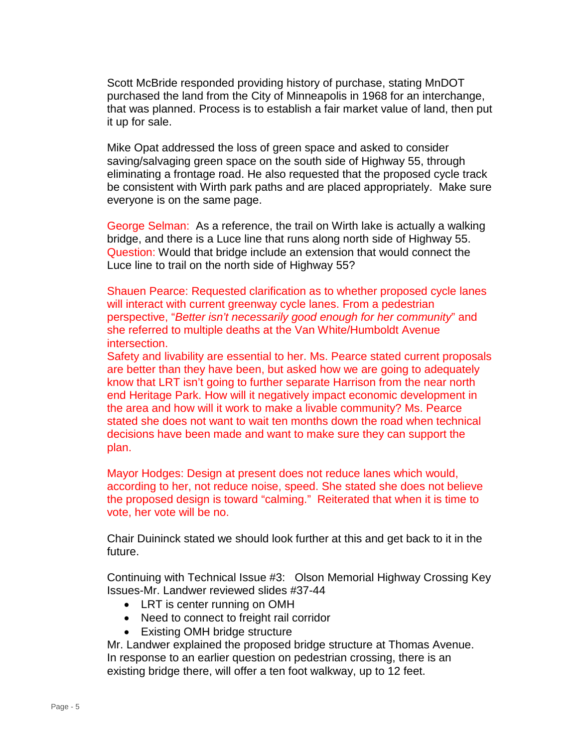Scott McBride responded providing history of purchase, stating MnDOT purchased the land from the City of Minneapolis in 1968 for an interchange, that was planned. Process is to establish a fair market value of land, then put it up for sale.

Mike Opat addressed the loss of green space and asked to consider saving/salvaging green space on the south side of Highway 55, through eliminating a frontage road. He also requested that the proposed cycle track be consistent with Wirth park paths and are placed appropriately. Make sure everyone is on the same page.

George Selman: As a reference, the trail on Wirth lake is actually a walking bridge, and there is a Luce line that runs along north side of Highway 55. Question: Would that bridge include an extension that would connect the Luce line to trail on the north side of Highway 55?

Shauen Pearce: Requested clarification as to whether proposed cycle lanes will interact with current greenway cycle lanes. From a pedestrian perspective, "*Better isn't necessarily good enough for her community*" and she referred to multiple deaths at the Van White/Humboldt Avenue intersection.
Safety and livability are essential to her. Ms. Pearce stated current proposals are better than they have been, but asked how we are going to adequately know that LRT isn't going to further separate Harrison from the near north end Heritage Park. How will it negatively impact economic development in the area and how will it work to make a livable community? Ms. Pearce stated she does not want to wait ten months down the road when technical decisions have been made and want to make sure they can support the plan.

Mayor Hodges: Design at present does not reduce lanes which would, according to her, not reduce noise, speed. She stated she does not believe the proposed design is toward "calming." Reiterated that when it is time to vote, her vote will be no.

Chair Duininck stated we should look further at this and get back to it in the future.

Continuing with Technical Issue #3: Olson Memorial Highway Crossing Key Issues-Mr. Landwer reviewed slides #37-44

- LRT is center running on OMH
- Need to connect to freight rail corridor
- Existing OMH bridge structure

Mr. Landwer explained the proposed bridge structure at Thomas Avenue. In response to an earlier question on pedestrian crossing, there is an existing bridge there, will offer a ten foot walkway, up to 12 feet.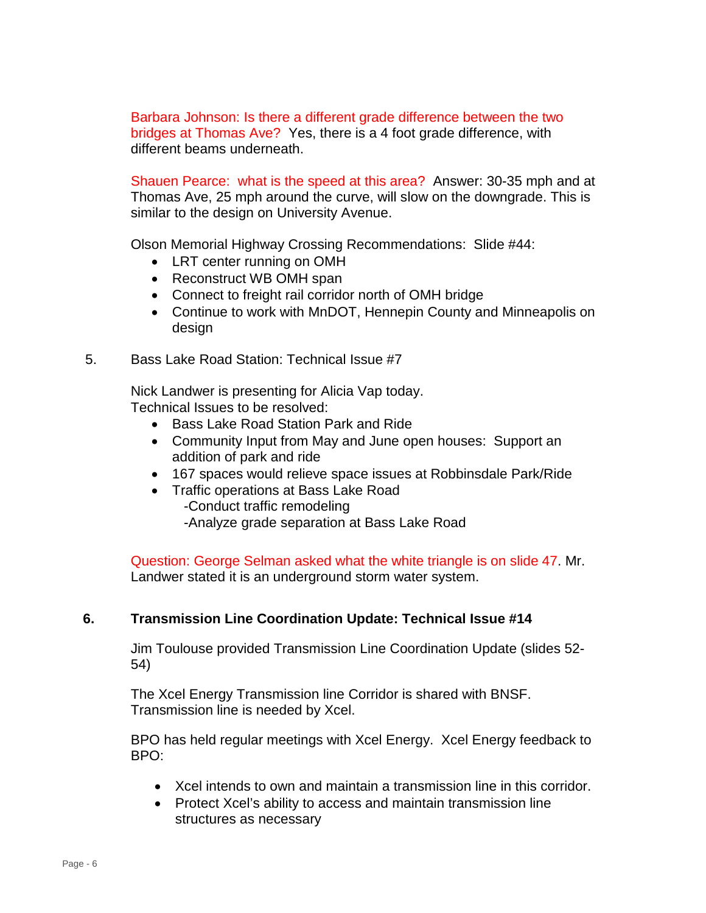Barbara Johnson: Is there a different grade difference between the two bridges at Thomas Ave? Yes, there is a 4 foot grade difference, with different beams underneath.

Shauen Pearce: what is the speed at this area? Answer: 30-35 mph and at Thomas Ave, 25 mph around the curve, will slow on the downgrade. This is similar to the design on University Avenue.

Olson Memorial Highway Crossing Recommendations: Slide #44:

- LRT center running on OMH
- Reconstruct WB OMH span
- Connect to freight rail corridor north of OMH bridge
- Continue to work with MnDOT, Hennepin County and Minneapolis on design

5. Bass Lake Road Station: Technical Issue #7

Nick Landwer is presenting for Alicia Vap today.
Technical Issues to be resolved:

- Bass Lake Road Station Park and Ride
- Community Input from May and June open houses: Support an addition of park and ride
- 167 spaces would relieve space issues at Robbinsdale Park/Ride
- Traffic operations at Bass Lake Road
  - -Conduct traffic remodeling
  - -Analyze grade separation at Bass Lake Road

Question: George Selman asked what the white triangle is on slide 47. Mr. Landwer stated it is an underground storm water system.

## 6. Transmission Line Coordination Update: Technical Issue #14

Jim Toulouse provided Transmission Line Coordination Update (slides 52-54)

The Xcel Energy Transmission line Corridor is shared with BNSF. Transmission line is needed by Xcel.

BPO has held regular meetings with Xcel Energy. Xcel Energy feedback to BPO:

- Xcel intends to own and maintain a transmission line in this corridor.
- Protect Xcel's ability to access and maintain transmission line structures as necessary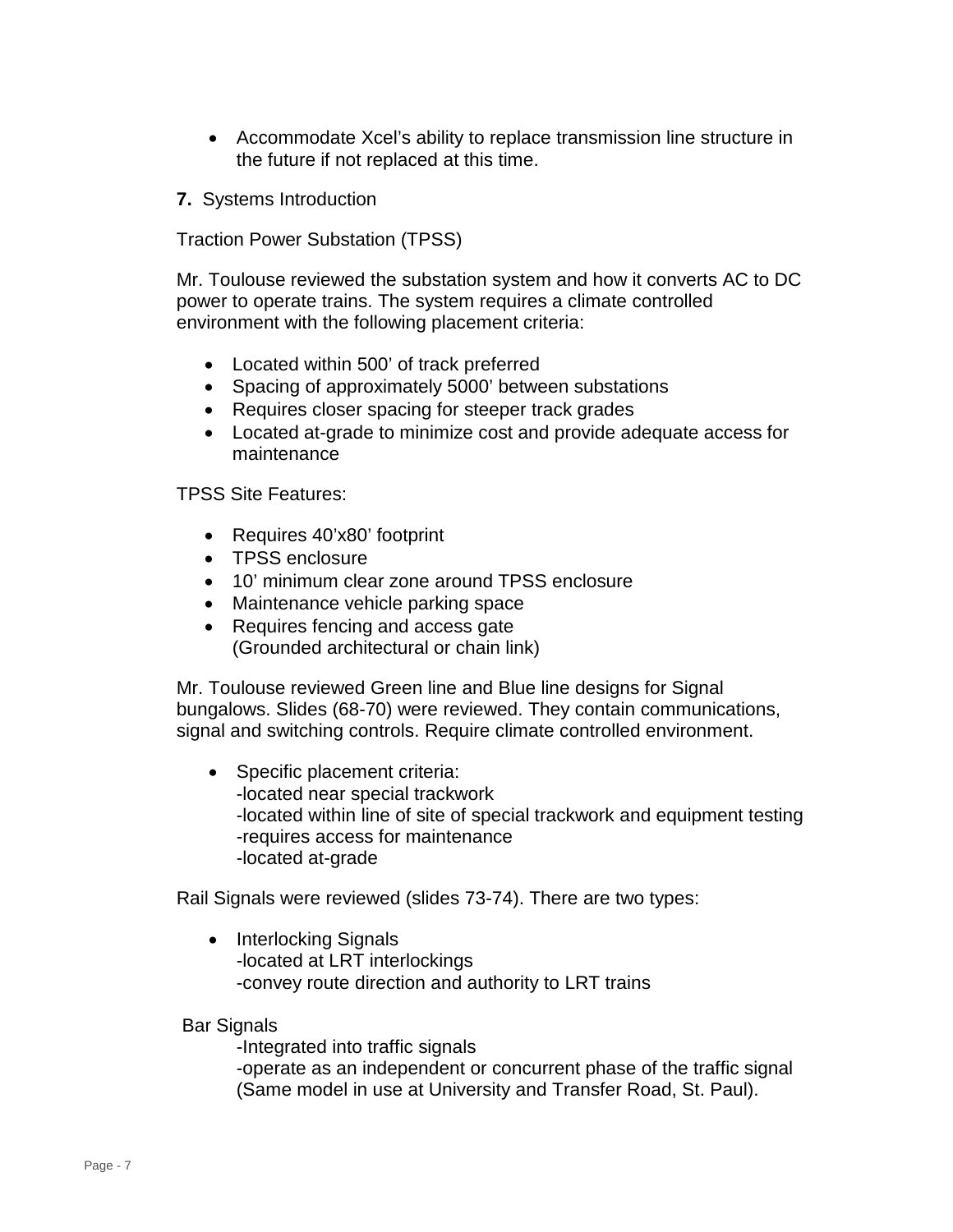- Accommodate Xcel's ability to replace transmission line structure in the future if not replaced at this time.

**7.** Systems Introduction

Traction Power Substation (TPSS)

Mr. Toulouse reviewed the substation system and how it converts AC to DC power to operate trains. The system requires a climate controlled environment with the following placement criteria:

- Located within 500' of track preferred
- Spacing of approximately 5000' between substations
- Requires closer spacing for steeper track grades
- Located at-grade to minimize cost and provide adequate access for maintenance

TPSS Site Features:

- Requires 40'x80' footprint
- TPSS enclosure
- 10' minimum clear zone around TPSS enclosure
- Maintenance vehicle parking space
- Requires fencing and access gate
  (Grounded architectural or chain link)

Mr. Toulouse reviewed Green line and Blue line designs for Signal bungalows. Slides (68-70) were reviewed. They contain communications, signal and switching controls. Require climate controlled environment.

- Specific placement criteria:
  -located near special trackwork
  -located within line of site of special trackwork and equipment testing
  -requires access for maintenance
  -located at-grade

Rail Signals were reviewed (slides 73-74). There are two types:

- Interlocking Signals
  -located at LRT interlockings
  -convey route direction and authority to LRT trains

Bar Signals
  -Integrated into traffic signals
  -operate as an independent or concurrent phase of the traffic signal (Same model in use at University and Transfer Road, St. Paul).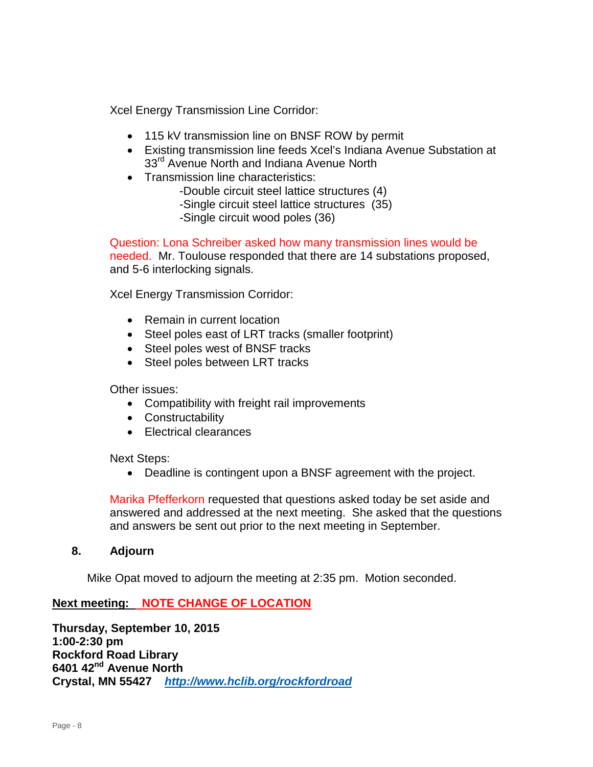Xcel Energy Transmission Line Corridor:

- 115 kV transmission line on BNSF ROW by permit
- Existing transmission line feeds Xcel's Indiana Avenue Substation at 33rd Avenue North and Indiana Avenue North
- Transmission line characteristics:
  - -Double circuit steel lattice structures (4)
  - -Single circuit steel lattice structures (35)
  - -Single circuit wood poles (36)

Question: Lona Schreiber asked how many transmission lines would be needed. Mr. Toulouse responded that there are 14 substations proposed, and 5-6 interlocking signals.

Xcel Energy Transmission Corridor:

- Remain in current location
- Steel poles east of LRT tracks (smaller footprint)
- Steel poles west of BNSF tracks
- Steel poles between LRT tracks

Other issues:

- Compatibility with freight rail improvements
- Constructability
- Electrical clearances

Next Steps:

- Deadline is contingent upon a BNSF agreement with the project.

Marika Pfefferkorn requested that questions asked today be set aside and answered and addressed at the next meeting. She asked that the questions and answers be sent out prior to the next meeting in September.

## 8. Adjourn

Mike Opat moved to adjourn the meeting at 2:35 pm. Motion seconded.

**Next meeting: NOTE CHANGE OF LOCATION**

**Thursday, September 10, 2015**
**1:00-2:30 pm**
**Rockford Road Library**
**6401 42nd Avenue North**
**Crystal, MN 55427** ***http://www.hclib.org/rockfordroad***